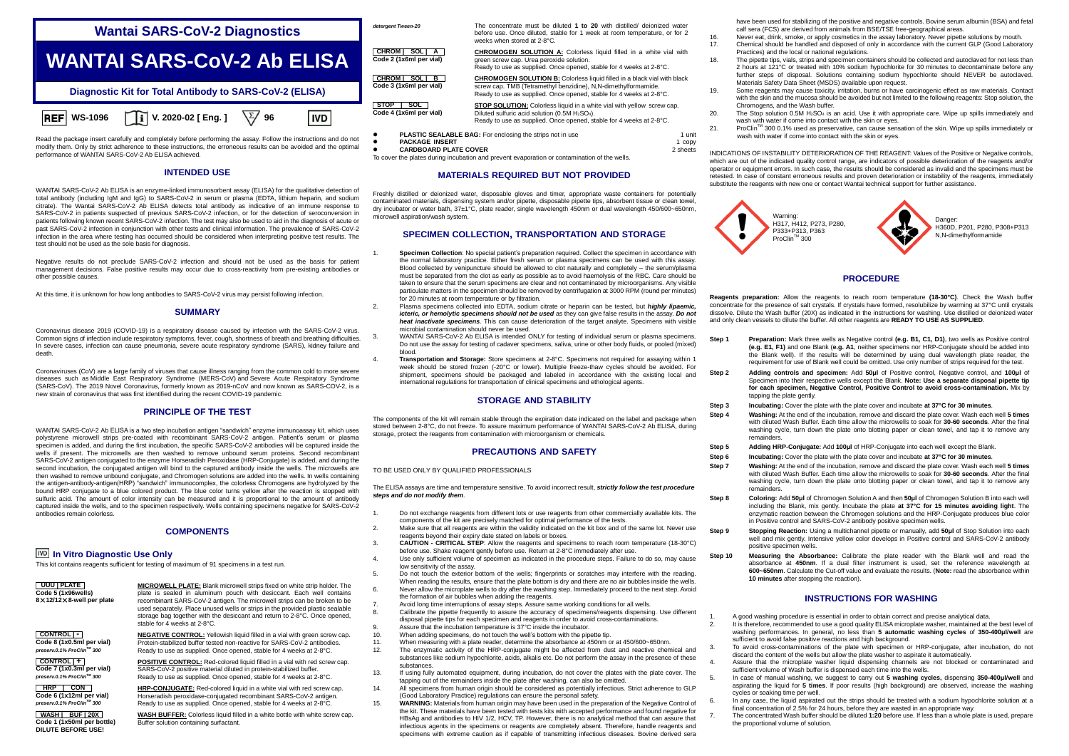# Wantai SARS-CoV-2 Diagnostics

# WANTAI SARS-CoV-2 Ab ELISA

### Diagnostic Kit for Total Antibody to SARS-CoV-2 (ELISA)

REF WS-1096 | V. 2020-02 [ Eng. ] | 96 | IVD

Read the package insert carefully and completely before performing the assay. Follow the instructions and do not modify them. Only by strict adherence to these instructions, the erroneous results can be avoided and the optimal performance of WANTAI SARS-CoV-2 Ab ELISA achieved.

## INTENDED USE

WANTAI SARS-CoV-2 Ab ELISA is an enzyme-linked immunosorbent assay (ELISA) for the qualitative detection of total antibody (including IgM and IgG) to SARS-CoV-2 in serum or plasma (EDTA, lithium heparin, and sodium citrate). The Wantai SARS-CoV-2 Ab ELISA detects total antibody as indicative of an immune response to SARS-CoV-2 in patients suspected of previous SARS-CoV-2 infection, or for the detection of seroconversion in patients following known recent SARS-CoV-2 infection. The test may also be used to aid in the diagnosis of acute or past SARS-CoV-2 infection in conjunction with other tests and clinical information. The prevalence of SARS-CoV-2 infection in the area where testing has occurred should be considered when interpreting positive test results. The test should not be used as the sole basis for diagnosis.

Negative results do not preclude SARS-CoV-2 infection and should not be used as the basis for patient management decisions. False positive results may occur due to cross-reactivity from pre-existing antibodies or other possible causes.

At this time, it is unknown for how long antibodies to SARS-CoV-2 virus may persist following infection.

## SUMMARY

Coronavirus disease 2019 (COVID-19) is a respiratory disease caused by infection with the SARS-CoV-2 virus. Common signs of infection include respiratory symptoms, fever, cough, shortness of breath and breathing difficulties. In severe cases, infection can cause pneumonia, severe acute respiratory syndrome (SARS), kidney failure and death.

Coronaviruses (CoV) are a large family of viruses that cause illness ranging from the common cold to more severe diseases such as Middle East Respiratory Syndrome (MERS-CoV) and Severe Acute Respiratory Syndrome (SARS-CoV). The 2019 Novel Coronavirus, formerly known as 2019-nCoV and now known as SARS-CoV-2, is a new strain of coronavirus that was first identified during the recent COVID-19 pandemic.

## PRINCIPLE OF THE TEST

WANTAI SARS-CoV-2 Ab ELISA is a two step incubation antigen "sandwich" enzyme immunoassay kit, which uses polystyrene microwell strips pre-coated with recombinant SARS-CoV-2 antigen. Patient's serum or plasma specimen is added, and during the first incubation, the specific SARS-CoV-2 antibodies will be captured inside the wells if present. The microwells are then washed to remove unbound serum proteins. Second recombinant SARS-CoV-2 antigen conjugated to the enzyme Horseradish Peroxidase (HRP-Conjugate) is added, and during the second incubation, the conjugated antigen will bind to the captured antibody inside the wells. The microwells are then washed to remove unbound conjugate, and Chromogen solutions are added into the wells. In wells containing the antigen-antibody-antigen(HRP) "sandwich" immunocomplex, the colorless Chromogens are hydrolyzed by the bound HRP conjugate to a blue colored product. The blue color turns yellow after the reaction is stopped with sulfuric acid. The amount of color intensity can be measured and it is proportional to the amount of antibody captured inside the wells, and to the specimen respectively. Wells containing specimens negative for SARS-CoV-2 antibodies remain colorless.

## COMPONENTS

### IVD In Vitro Diagnostic Use Only

This kit contains reagents sufficient for testing of maximum of 91 specimens in a test run.

| | |
|---|---|
| **UUU \| PLATE**<br>**Code 5 (1×96wells)**<br>**8×12/12×8-well per plate** | **MICROWELL PLATE:** Blank microwell strips fixed on white strip holder. The plate is sealed in aluminum pouch with desiccant. Each well contains recombinant SARS-CoV-2 antigen. The microwell strips can be broken to be used separately. Place unused wells or strips in the provided plastic sealable storage bag together with the desiccant and return to 2-8°C. Once opened, stable for 4 weeks at 2-8°C. |
| **CONTROL \| -**<br>**Code 8 (1x0.5ml per vial)**<br>*preserv.0.1% ProClin™ 300* | **NEGATIVE CONTROL:** Yellowish liquid filled in a vial with green screw cap. Protein-stabilized buffer tested non-reactive for SARS-CoV-2 antibodies. Ready to use as supplied. Once opened, stable for 4 weeks at 2-8°C. |
| **CONTROL \| +**<br>**Code 7 (1x0.3ml per vial)**<br>*preserv.0.1% ProClin™ 300* | **POSITIVE CONTROL:** Red-colored liquid filled in a vial with red screw cap. SARS-CoV-2 positive material diluted in protein-stabilized buffer. Ready to use as supplied. Once opened, stable for 4 weeks at 2-8°C. |
| **HRP \| CON**<br>**Code 6 (1x12ml per vial)**<br>*preserv.0.1% ProClin™ 300* | **HRP-CONJUGATE:** Red-colored liquid in a white vial with red screw cap. Horseradish peroxidase-conjugated recombinant SARS-CoV-2 antigen. Ready to use as supplied. Once opened, stable for 4 weeks at 2-8°C. |
| **WASH \| BUF \| 20X**<br>**Code 1 (1x50ml per bottle)**<br>**DILUTE BEFORE USE!**<br>*detergent Tween-20* | **WASH BUFFER:** Colorless liquid filled in a white bottle with white screw cap. Buffer solution containing surfactant. The concentrate must be diluted **1 to 20** with distilled/ deionized water before use. Once diluted, stable for 1 week at room temperature, or for 2 weeks when stored at 2-8°C. |
| **CHROM \| SOL \| A**<br>**Code 2 (1x6ml per vial)** | **CHROMOGEN SOLUTION A:** Colorless liquid filled in a white vial with green screw cap. Urea peroxide solution. Ready to use as supplied. Once opened, stable for 4 weeks at 2-8°C. |
| **CHROM \| SOL \| B**<br>**Code 3 (1x6ml per vial)** | **CHROMOGEN SOLUTION B:** Colorless liquid filled in a black vial with black screw cap. TMB (Tetramethyl benzidine), N,N-dimethylformamide. Ready to use as supplied. Once opened, stable for 4 weeks at 2-8°C. |
| **STOP \| SOL**<br>**Code 4 (1x6ml per vial)** | **STOP SOLUTION:** Colorless liquid in a white vial with yellow screw cap. Diluted sulfuric acid solution (0.5M $H_2SO_4$). Ready to use as supplied. Once opened, stable for 4 weeks at 2-8°C. |

- **PLASTIC SEALABLE BAG:** For enclosing the strips not in use — 1 unit
- **PACKAGE INSERT** — 1 copy
- **CARDBOARD PLATE COVER** — 2 sheets

To cover the plates during incubation and prevent evaporation or contamination of the wells.

## MATERIALS REQUIRED BUT NOT PROVIDED

Freshly distilled or deionized water, disposable gloves and timer, appropriate waste containers for potentially contaminated materials, dispensing system and/or pipette, disposable pipette tips, absorbent tissue or clean towel, dry incubator or water bath, 37±1°C, plate reader, single wavelength 450nm or dual wavelength 450/600~650nm, microwell aspiration/wash system.

## SPECIMEN COLLECTION, TRANSPORTATION AND STORAGE

1. **Specimen Collection**: No special patient's preparation required. Collect the specimen in accordance with the normal laboratory practice. Either fresh serum or plasma specimens can be used with this assay. Blood collected by venipuncture should be allowed to clot naturally and completely – the serum/plasma must be separated from the clot as early as possible as to avoid haemolysis of the RBC. Care should be taken to ensure that the serum specimens are clear and not contaminated by microorganisms. Any visible particulate matters in the specimen should be removed by centrifugation at 3000 RPM (round per minutes) for 20 minutes at room temperature or by filtration.
2. Plasma specimens collected into EDTA, sodium citrate or heparin can be tested, but ***highly lipaemic, icteric, or hemolytic specimens should not be used*** as they can give false results in the assay. ***Do not heat inactivate specimens***. This can cause deterioration of the target analyte. Specimens with visible microbial contamination should never be used.
3. WANTAI SARS-CoV-2 Ab ELISA is intended ONLY for testing of individual serum or plasma specimens. Do not use the assay for testing of cadaver specimens, saliva, urine or other body fluids, or pooled (mixed) blood.
4. **Transportation and Storage:** Store specimens at 2-8°C. Specimens not required for assaying within 1 week should be stored frozen (-20°C or lower). Multiple freeze-thaw cycles should be avoided. For shipment, specimens should be packaged and labeled in accordance with the existing local and international regulations for transportation of clinical specimens and ethological agents.

## STORAGE AND STABILITY

The components of the kit will remain stable through the expiration date indicated on the label and package when stored between 2-8°C, do not freeze. To assure maximum performance of WANTAI SARS-CoV-2 Ab ELISA, during storage, protect the reagents from contamination with microorganism or chemicals.

## PRECAUTIONS AND SAFETY

TO BE USED ONLY BY QUALIFIED PROFESSIONALS

The ELISA assays are time and temperature sensitive. To avoid incorrect result, ***strictly follow the test procedure steps and do not modify them***.

1. Do not exchange reagents from different lots or use reagents from other commercially available kits. The components of the kit are precisely matched for optimal performance of the tests.
2. Make sure that all reagents are within the validity indicated on the kit box and of the same lot. Never use reagents beyond their expiry date stated on labels or boxes.
3. **CAUTION - CRITICAL STEP**: Allow the reagents and specimens to reach room temperature (18-30°C) before use. Shake reagent gently before use. Return at 2-8°C immediately after use.
4. Use only sufficient volume of specimen as indicated in the procedure steps. Failure to do so, may cause low sensitivity of the assay.
5. Do not touch the exterior bottom of the wells; fingerprints or scratches may interfere with the reading. When reading the results, ensure that the plate bottom is dry and there are no air bubbles inside the wells.
6. Never allow the microplate wells to dry after the washing step. Immediately proceed to the next step. Avoid the formation of air bubbles when adding the reagents.
7. Avoid long time interruptions of assay steps. Assure same working conditions for all wells.
8. Calibrate the pipette frequently to assure the accuracy of specimens/reagents dispensing. Use different disposal pipette tips for each specimen and reagents in order to avoid cross-contaminations.
9. Assure that the incubation temperature is 37°C inside the incubator.
10. When adding specimens, do not touch the well's bottom with the pipette tip.
11. When measuring with a plate reader, determine the absorbance at 450nm or at 450/600~650nm.
12. The enzymatic activity of the HRP-conjugate might be affected from dust and reactive chemical and substances like sodium hypochlorite, acids, alkalis etc. Do not perform the assay in the presence of these substances.
13. If using fully automated equipment, during incubation, do not cover the plates with the plate cover. The tapping out of the remainders inside the plate after washing, can also be omitted.
14. All specimens from human origin should be considered as potentially infectious. Strict adherence to GLP (Good Laboratory Practice) regulations can ensure the personal safety.
15. **WARNING:** Materials from human origin may have been used in the preparation of the Negative Control of the kit. These materials have been tested with tests kits with accepted performance and found negative for HBsAg and antibodies to HIV 1/2, HCV, TP. However, there is no analytical method that can assure that infectious agents in the specimens or reagents are completely absent. Therefore, handle reagents and specimens with extreme caution as if capable of transmitting infectious diseases. Bovine derived sera have been used for stabilizing of the positive and negative controls. Bovine serum albumin (BSA) and fetal calf sera (FCS) are derived from animals from BSE/TSE free-geographical areas.
16. Never eat, drink, smoke, or apply cosmetics in the assay laboratory. Never pipette solutions by mouth.
17. Chemical should be handled and disposed of only in accordance with the current GLP (Good Laboratory Practices) and the local or national regulations.
18. The pipette tips, vials, strips and specimen containers should be collected and autoclaved for not less than 2 hours at 121°C or treated with 10% sodium hypochlorite for 30 minutes to decontaminate before any further steps of disposal. Solutions containing sodium hypochlorite should NEVER be autoclaved. Materials Safety Data Sheet (MSDS) available upon request.
19. Some reagents may cause toxicity, irritation, burns or have carcinogenic effect as raw materials. Contact with the skin and the mucosa should be avoided but not limited to the following reagents: Stop solution, the Chromogens, and the Wash buffer.
20. The Stop solution 0.5M $H_2SO_4$ is an acid. Use it with appropriate care. Wipe up spills immediately and wash with water if come into contact with the skin or eyes.
21. ProClin™ 300 0.1% used as preservative, can cause sensation of the skin. Wipe up spills immediately or wash with water if come into contact with the skin or eyes.

INDICATIONS OF INSTABILITY DETERIORATION OF THE REAGENT: Values of the Positive or Negative controls, which are out of the indicated quality control range, are indicators of possible deterioration of the reagents and/or operator or equipment errors. In such case, the results should be considered as invalid and the specimens must be retested. In case of constant erroneous results and proven deterioration or instability of the reagents, immediately substitute the reagents with new one or contact Wantai technical support for further assistance.

Warning: H317, H412, P273, P280, P333+P313, P363 ProClin™ 300

Danger: H360D, P201, P280, P308+P313 N,N-dimethylformamide

## PROCEDURE

**Reagents preparation:** Allow the reagents to reach room temperature **(18-30°C)**. Check the Wash buffer concentrate for the presence of salt crystals. If crystals have formed, resolubilize by warming at 37°C until crystals dissolve. Dilute the Wash buffer (20X) as indicated in the instructions for washing. Use distilled or deionized water and only clean vessels to dilute the buffer. All other reagents are **READY TO USE AS SUPPLIED**.

**Step 1** **Preparation:** Mark three wells as Negative control **(e.g. B1, C1, D1)**, two wells as Positive control **(e.g. E1, F1)** and one Blank (**e.g. A1**, neither specimens nor HRP-Conjugate should be added into the Blank well). If the results will be determined by using dual wavelength plate reader, the requirement for use of Blank well could be omitted. Use only number of strips required for the test.

**Step 2** **Adding controls and specimen:** Add **50µl** of Positive control, Negative control, and **100µl** of Specimen into their respective wells except the Blank. **Note: Use a separate disposal pipette tip for each specimen, Negative Control, Positive Control to avoid cross-contamination.** Mix by tapping the plate gently.

**Step 3** **Incubating:** Cover the plate with the plate cover and incubate **at 37°C for 30 minutes**.

**Step 4** **Washing:** At the end of the incubation, remove and discard the plate cover. Wash each well **5 times** with diluted Wash Buffer. Each time allow the microwells to soak for **30-60 seconds**. After the final washing cycle, turn down the plate onto blotting paper or clean towel, and tap it to remove any remainders.

**Step 5** **Adding HRP-Conjugate:** Add **100µl** of HRP-Conjugate into each well except the Blank.

**Step 6** **Incubating:** Cover the plate with the plate cover and incubate **at 37°C for 30 minutes**.

**Step 7** **Washing:** At the end of the incubation, remove and discard the plate cover. Wash each well **5 times** with diluted Wash Buffer. Each time allow the microwells to soak for **30-60 seconds**. After the final washing cycle, turn down the plate onto blotting paper or clean towel, and tap it to remove any remainders.

**Step 8** **Coloring:** Add **50µl** of Chromogen Solution A and then **50µl** of Chromogen Solution B into each well including the Blank, mix gently. Incubate the plate **at 37°C for 15 minutes avoiding light**. The enzymatic reaction between the Chromogen solutions and the HRP-Conjugate produces blue color in Positive control and SARS-CoV-2 antibody positive specimen wells.

**Step 9** **Stopping Reaction:** Using a multichannel pipette or manually, add **50µl** of Stop Solution into each well and mix gently. Intensive yellow color develops in Positive control and SARS-CoV-2 antibody positive specimen wells.

**Step 10** **Measuring the Absorbance:** Calibrate the plate reader with the Blank well and read the absorbance at **450nm**. If a dual filter instrument is used, set the reference wavelength at **600~650nm**. Calculate the Cut-off value and evaluate the results. (**Note:** read the absorbance within **10 minutes** after stopping the reaction).

## INSTRUCTIONS FOR WASHING

1. A good washing procedure is essential in order to obtain correct and precise analytical data.
2. It is therefore, recommended to use a good quality ELISA microplate washer, maintained at the best level of washing performances. In general, no less than **5 automatic washing cycles** of **350-400µl/well** are sufficient to avoid false positive reactions and high background.
3. To avoid cross-contaminations of the plate with specimen or HRP-conjugate, after incubation, do not discard the content of the wells but allow the plate washer to aspirate it automatically.
4. Assure that the microplate washer liquid dispensing channels are not blocked or contaminated and sufficient volume of Wash buffer is dispensed each time into the wells.
5. In case of manual washing, we suggest to carry out **5 washing cycles,** dispensing **350-400µl/well** and aspirating the liquid for **5 times**. If poor results (high background) are observed, increase the washing cycles or soaking time per well.
6. In any case, the liquid aspirated out the strips should be treated with a sodium hypochlorite solution at a final concentration of 2.5% for 24 hours, before they are wasted in an appropriate way.
7. The concentrated Wash buffer should be diluted **1:20** before use. If less than a whole plate is used, prepare the proportional volume of solution.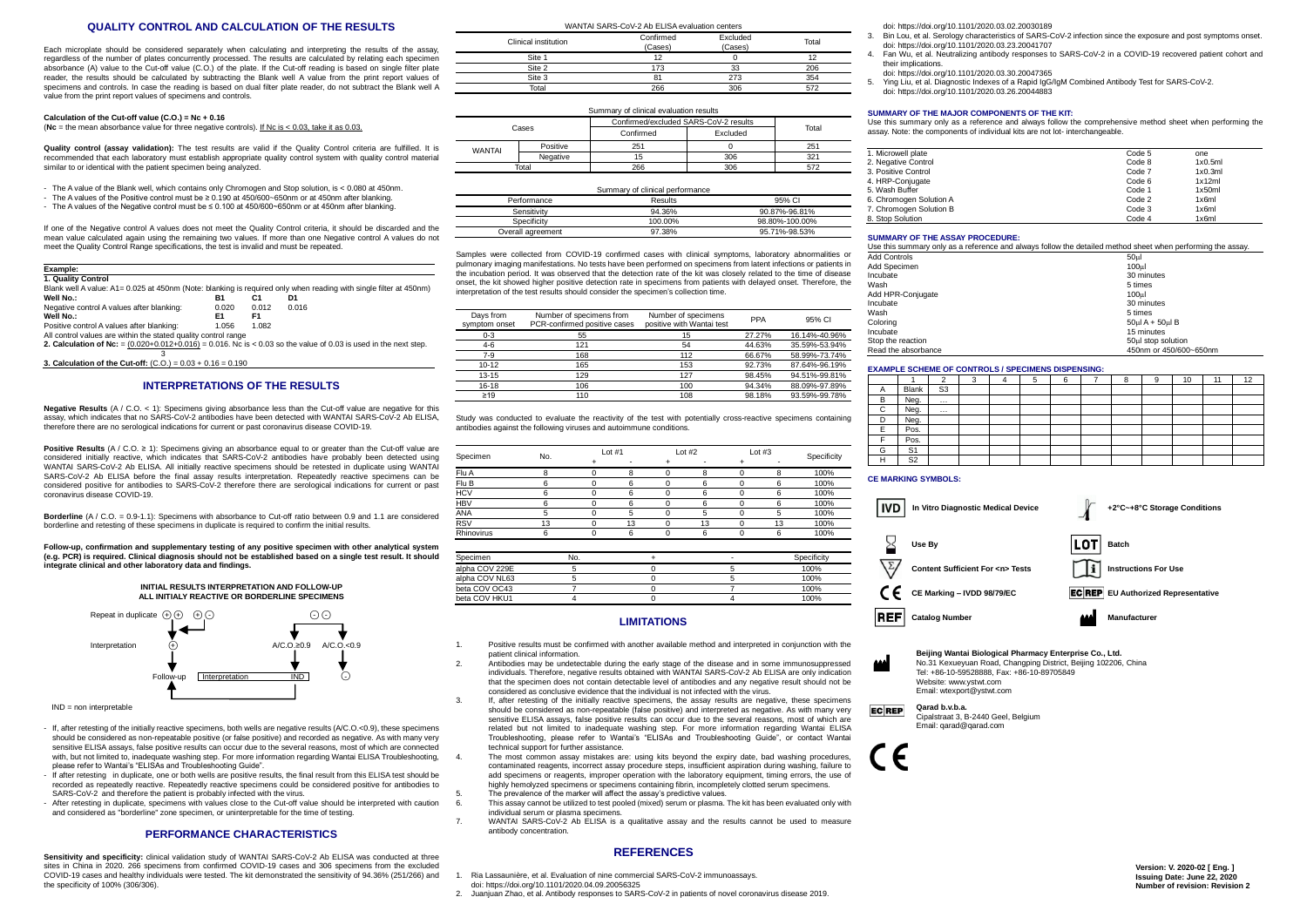## QUALITY CONTROL AND CALCULATION OF THE RESULTS

Each microplate should be considered separately when calculating and interpreting the results of the assay, regardless of the number of plates concurrently processed. The results are calculated by relating each specimen absorbance (A) value to the Cut-off value (C.O.) of the plate. If the Cut-off reading is based on single filter plate reader, the results should be calculated by subtracting the Blank well A value from the print report values of specimens and controls. In case the reading is based on dual filter plate reader, do not subtract the Blank well A value from the print report values of specimens and controls.

**Calculation of the Cut-off value (C.O.) = Nc + 0.16**

(**Nc** = the mean absorbance value for three negative controls). If Nc is < 0.03, take it as 0.03.

**Quality control (assay validation):** The test results are valid if the Quality Control criteria are fulfilled. It is recommended that each laboratory must establish appropriate quality control system with quality control material similar to or identical with the patient specimen being analyzed.

- The A value of the Blank well, which contains only Chromogen and Stop solution, is < 0.080 at 450nm.
- The A values of the Positive control must be ≥ 0.190 at 450/600~650nm or at 450nm after blanking.
- The A values of the Negative control must be ≤ 0.100 at 450/600~650nm or at 450nm after blanking.

If one of the Negative control A values does not meet the Quality Control criteria, it should be discarded and the mean value calculated again using the remaining two values. If more than one Negative control A values do not meet the Quality Control Range specifications, the test is invalid and must be repeated.

**Example:**

**1. Quality Control**

Blank well A value: A1= 0.025 at 450nm (Note: blanking is required only when reading with single filter at 450nm)

| | | | |
|---|---|---|---|
| **Well No.:** | **B1** | **C1** | **D1** |
| Negative control A values after blanking: | 0.020 | 0.012 | 0.016 |
| **Well No.:** | **E1** | **F1** | |
| Positive control A values after blanking: | 1.056 | 1.082 | |

All control values are within the stated quality control range

**2. Calculation of Nc:** = $\frac{0.020+0.012+0.016}{3}$ = 0.016. Nc is < 0.03 so the value of 0.03 is used in the next step.

**3. Calculation of the Cut-off:** (C.O.) = 0.03 + 0.16 = 0.190

## INTERPRETATIONS OF THE RESULTS

**Negative Results** (A / C.O. < 1): Specimens giving absorbance less than the Cut-off value are negative for this assay, which indicates that no SARS-CoV-2 antibodies have been detected with WANTAI SARS-CoV-2 Ab ELISA, therefore there are no serological indications for current or past coronavirus disease COVID-19.

**Positive Results** (A / C.O. ≥ 1): Specimens giving an absorbance equal to or greater than the Cut-off value are considered initially reactive, which indicates that SARS-CoV-2 antibodies have probably been detected using WANTAI SARS-CoV-2 Ab ELISA. All initially reactive specimens should be retested in duplicate using WANTAI SARS-CoV-2 Ab ELISA before the final assay results interpretation. Repeatedly reactive specimens can be considered positive for antibodies to SARS-CoV-2 therefore there are serological indications for current or past coronavirus disease COVID-19.

**Borderline** (A / C.O. = 0.9-1.1): Specimens with absorbance to Cut-off ratio between 0.9 and 1.1 are considered borderline and retesting of these specimens in duplicate is required to confirm the initial results.

**Follow-up, confirmation and supplementary testing of any positive specimen with other analytical system (e.g. PCR) is required. Clinical diagnosis should not be established based on a single test result. It should integrate clinical and other laboratory data and findings.**

**INITIAL RESULTS INTERPRETATION AND FOLLOW-UP ALL INITIALY REACTIVE OR BORDERLINE SPECIMENS**

Repeat in duplicate (+)(+) (+)(-) (-)(-)

Interpretation (+) A/C.O.≥0.9 A/C.O.<0.9

Follow-up Interpretation IND (-)

IND = non interpretable

- If, after retesting of the initially reactive specimens, both wells are negative results (A/C.O.<0.9), these specimens should be considered as non-repeatable positive (or false positive) and recorded as negative. As with many very sensitive ELISA assays, false positive results can occur due to the several reasons, most of which are connected with, but not limited to, inadequate washing step. For more information regarding Wantai ELISA Troubleshooting, please refer to Wantai's "ELISAs and Troubleshooting Guide".
- If after retesting in duplicate, one or both wells are positive results, the final result from this ELISA test should be recorded as repeatedly reactive. Repeatedly reactive specimens could be considered positive for antibodies to SARS-CoV-2 and therefore the patient is probably infected with the virus.
- After retesting in duplicate, specimens with values close to the Cut-off value should be interpreted with caution and considered as "borderline" zone specimen, or uninterpretable for the time of testing.

## PERFORMANCE CHARACTERISTICS

**Sensitivity and specificity:** clinical validation study of WANTAI SARS-CoV-2 Ab ELISA was conducted at three sites in China in 2020. 266 specimens from confirmed COVID-19 cases and 306 specimens from the excluded COVID-19 cases and healthy individuals were tested. The kit demonstrated the sensitivity of 94.36% (251/266) and the specificity of 100% (306/306).

WANTAI SARS-CoV-2 Ab ELISA evaluation centers

| Clinical institution | Confirmed (Cases) | Excluded (Cases) | Total |
|---|---|---|---|
| Site 1 | 12 | 0 | 12 |
| Site 2 | 173 | 33 | 206 |
| Site 3 | 81 | 273 | 354 |
| Total | 266 | 306 | 572 |

Summary of clinical evaluation results

| Cases | | Confirmed/excluded SARS-CoV-2 results | | Total |
|---|---|---|---|---|
| | | Confirmed | Excluded | |
| WANTAI | Positive | 251 | 0 | 251 |
| | Negative | 15 | 306 | 321 |
| Total | | 266 | 306 | 572 |

Summary of clinical performance

| Performance | Results | 95% CI |
|---|---|---|
| Sensitivity | 94.36% | 90.87%-96.81% |
| Specificity | 100.00% | 98.80%-100.00% |
| Overall agreement | 97.38% | 95.71%-98.53% |

Samples were collected from COVID-19 confirmed cases with clinical symptoms, laboratory abnormalities or pulmonary imaging manifestations. No tests have been performed on specimens from latent infections or patients in the incubation period. It was observed that the detection rate of the kit was closely related to the time of disease onset, the kit showed higher positive detection rate in specimens from patients with delayed onset. Therefore, the interpretation of the test results should consider the specimen's collection time.

| Days from symptom onset | Number of specimens from PCR-confirmed positive cases | Number of specimens positive with Wantai test | PPA | 95% CI |
|---|---|---|---|---|
| 0-3 | 55 | 15 | 27.27% | 16.14%-40.96% |
| 4-6 | 121 | 54 | 44.63% | 35.59%-53.94% |
| 7-9 | 168 | 112 | 66.67% | 58.99%-73.74% |
| 10-12 | 165 | 153 | 92.73% | 87.64%-96.19% |
| 13-15 | 129 | 127 | 98.45% | 94.51%-99.81% |
| 16-18 | 106 | 100 | 94.34% | 88.09%-97.89% |
| ≥19 | 110 | 108 | 98.18% | 93.59%-99.78% |

Study was conducted to evaluate the reactivity of the test with potentially cross-reactive specimens containing antibodies against the following viruses and autoimmune conditions.

| Specimen | No. | Lot #1 | | Lot #2 | | Lot #3 | | Specificity |
|---|---|---|---|---|---|---|---|---|
| | | + | - | + | - | + | - | |
| Flu A | 8 | 0 | 8 | 0 | 8 | 0 | 8 | 100% |
| Flu B | 6 | 0 | 6 | 0 | 6 | 0 | 6 | 100% |
| HCV | 6 | 0 | 6 | 0 | 6 | 0 | 6 | 100% |
| HBV | 6 | 0 | 6 | 0 | 6 | 0 | 6 | 100% |
| ANA | 5 | 0 | 5 | 0 | 5 | 0 | 5 | 100% |
| RSV | 13 | 0 | 13 | 0 | 13 | 0 | 13 | 100% |
| Rhinovirus | 6 | 0 | 6 | 0 | 6 | 0 | 6 | 100% |

| Specimen | No. | + | - | Specificity |
|---|---|---|---|---|
| alpha COV 229E | 5 | 0 | 5 | 100% |
| alpha COV NL63 | 5 | 0 | 5 | 100% |
| beta COV OC43 | 7 | 0 | 7 | 100% |
| beta COV HKU1 | 4 | 0 | 4 | 100% |

## LIMITATIONS

1. Positive results must be confirmed with another available method and interpreted in conjunction with the patient clinical information.
2. Antibodies may be undetectable during the early stage of the disease and in some immunosuppressed individuals. Therefore, negative results obtained with WANTAI SARS-CoV-2 Ab ELISA are only indication that the specimen does not contain detectable level of antibodies and any negative result should not be considered as conclusive evidence that the individual is not infected with the virus.
3. If, after retesting of the initially reactive specimens, the assay results are negative, these specimens should be considered as non-repeatable (false positive) and interpreted as negative. As with many very sensitive ELISA assays, false positive results can occur due to the several reasons, most of which are related but not limited to inadequate washing step. For more information regarding Wantai ELISA Troubleshooting, please refer to Wantai's "ELISAs and Troubleshooting Guide", or contact Wantai technical support for further assistance.
4. The most common assay mistakes are: using kits beyond the expiry date, bad washing procedures, contaminated reagents, incorrect assay procedure steps, insufficient aspiration during washing, failure to add specimens or reagents, improper operation with the laboratory equipment, timing errors, the use of highly hemolyzed specimens or specimens containing fibrin, incompletely clotted serum specimens.
5. The prevalence of the marker will affect the assay's predictive values.
6. This assay cannot be utilized to test pooled (mixed) serum or plasma. The kit has been evaluated only with individual serum or plasma specimens.
7. WANTAI SARS-CoV-2 Ab ELISA is a qualitative assay and the results cannot be used to measure antibody concentration.

## REFERENCES

1. Ria Lassaunière, et al. Evaluation of nine commercial SARS-CoV-2 immunoassays. doi: https://doi.org/10.1101/2020.04.09.20056325
2. Juanjuan Zhao, et al. Antibody responses to SARS-CoV-2 in patients of novel coronavirus disease 2019. doi: https://doi.org/10.1101/2020.03.02.20030189
3. Bin Lou, et al. Serology characteristics of SARS-CoV-2 infection since the exposure and post symptoms onset. doi: https://doi.org/10.1101/2020.03.23.20041707
4. Fan Wu, et al. Neutralizing antibody responses to SARS-CoV-2 in a COVID-19 recovered patient cohort and their implications. doi: https://doi.org/10.1101/2020.03.30.20047365
5. Ying Liu, et al. Diagnostic Indexes of a Rapid IgG/IgM Combined Antibody Test for SARS-CoV-2. doi: https://doi.org/10.1101/2020.03.26.20044883

### SUMMARY OF THE MAJOR COMPONENTS OF THE KIT:

Use this summary only as a reference and always follow the comprehensive method sheet when performing the assay. Note: the components of individual kits are not lot- interchangeable.

| | | |
|---|---|---|
| 1. Microwell plate | Code 5 | one |
| 2. Negative Control | Code 8 | 1x0.5ml |
| 3. Positive Control | Code 7 | 1x0.3ml |
| 4. HRP-Conjugate | Code 6 | 1x12ml |
| 5. Wash Buffer | Code 1 | 1x50ml |
| 6. Chromogen Solution A | Code 2 | 1x6ml |
| 7. Chromogen Solution B | Code 3 | 1x6ml |
| 8. Stop Solution | Code 4 | 1x6ml |

### SUMMARY OF THE ASSAY PROCEDURE:

Use this summary only as a reference and always follow the detailed method sheet when performing the assay.

| | |
|---|---|
| Add Controls | 50µl |
| Add Specimen | 100µl |
| Incubate | 30 minutes |
| Wash | 5 times |
| Add HPR-Conjugate | 100µl |
| Incubate | 30 minutes |
| Wash | 5 times |
| Coloring | 50µl A + 50µl B |
| Incubate | 15 minutes |
| Stop the reaction | 50µl stop solution |
| Read the absorbance | 450nm or 450/600~650nm |

### EXAMPLE SCHEME OF CONTROLS / SPECIMENS DISPENSING:

| | 1 | 2 | 3 | 4 | 5 | 6 | 7 | 8 | 9 | 10 | 11 | 12 |
|---|---|---|---|---|---|---|---|---|---|---|---|---|
| A | Blank | S3 | | | | | | | | | | |
| B | Neg. | … | | | | | | | | | | |
| C | Neg. | … | | | | | | | | | | |
| D | Neg. | | | | | | | | | | | |
| E | Pos. | | | | | | | | | | | |
| F | Pos. | | | | | | | | | | | |
| G | S1 | | | | | | | | | | | |
| H | S2 | | | | | | | | | | | |

### CE MARKING SYMBOLS:

IVD In Vitro Diagnostic Medical Device

+2°C~+8°C Storage Conditions

Use By

LOT Batch

Content Sufficient For <n> Tests

Instructions For Use

CE Marking – IVDD 98/79/EC

EC REP EU Authorized Representative

REF Catalog Number

Manufacturer

**Beijing Wantai Biological Pharmacy Enterprise Co., Ltd.**
No.31 Kexueyuan Road, Changping District, Beijing 102206, China
Tel: +86-10-59528888, Fax: +86-10-89705849
Website: www.ystwt.com
Email: wtexport@ystwt.com

EC REP **Qarad b.v.b.a.**
Cipalstraat 3, B-2440 Geel, Belgium
Email: qarad@qarad.com

CE

**Version: V. 2020-02 [ Eng. ]**
**Issuing Date: June 22, 2020**
**Number of revision: Revision 2**